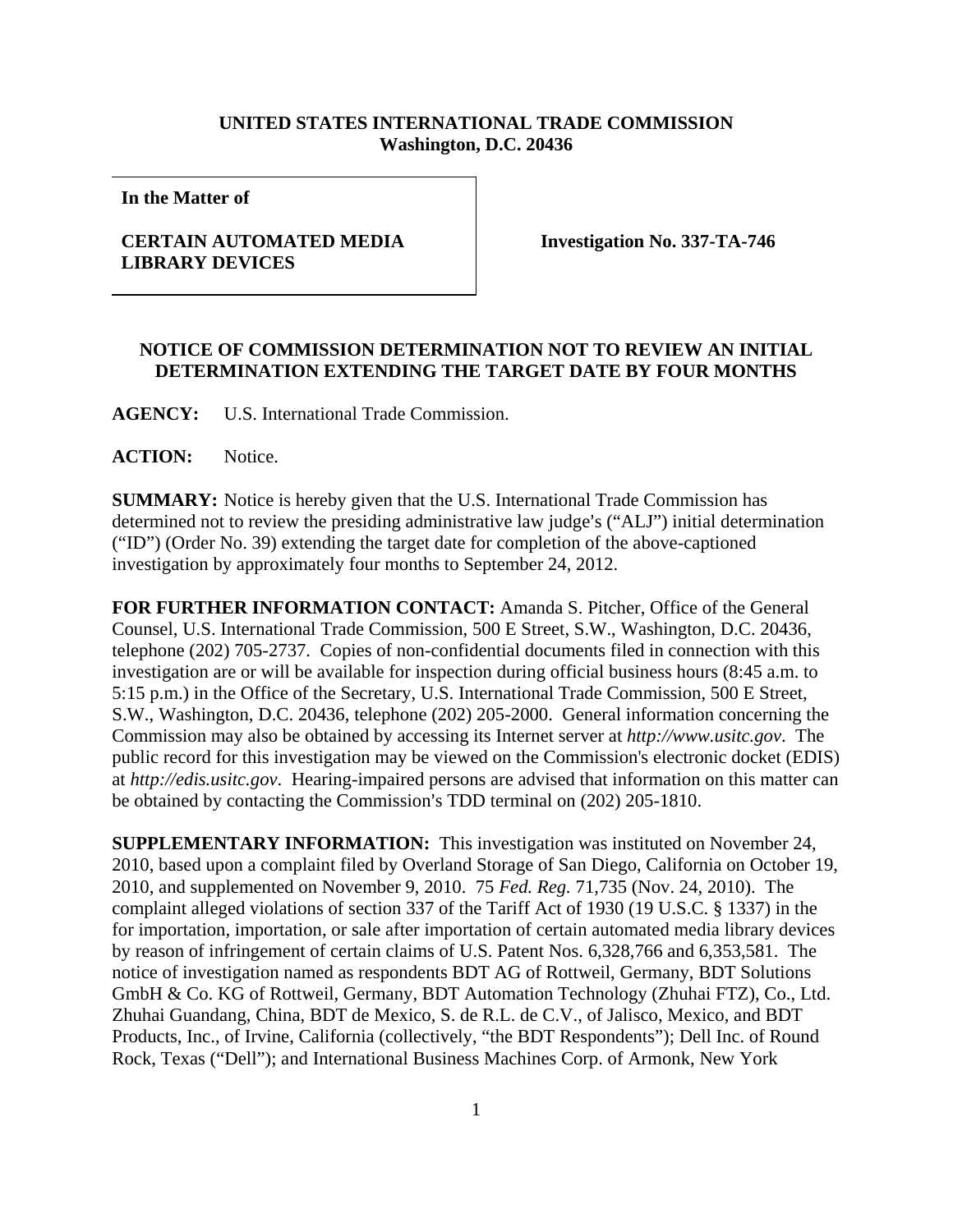**UNITED STATES INTERNATIONAL TRADE COMMISSION**
**Washington, D.C. 20436**

**In the Matter of**

**CERTAIN AUTOMATED MEDIA LIBRARY DEVICES**

**Investigation No. 337-TA-746**

## NOTICE OF COMMISSION DETERMINATION NOT TO REVIEW AN INITIAL DETERMINATION EXTENDING THE TARGET DATE BY FOUR MONTHS

**AGENCY:** U.S. International Trade Commission.

**ACTION:** Notice.

**SUMMARY:** Notice is hereby given that the U.S. International Trade Commission has determined not to review the presiding administrative law judge's ("ALJ") initial determination ("ID") (Order No. 39) extending the target date for completion of the above-captioned investigation by approximately four months to September 24, 2012.

**FOR FURTHER INFORMATION CONTACT:** Amanda S. Pitcher, Office of the General Counsel, U.S. International Trade Commission, 500 E Street, S.W., Washington, D.C. 20436, telephone (202) 705-2737. Copies of non-confidential documents filed in connection with this investigation are or will be available for inspection during official business hours (8:45 a.m. to 5:15 p.m.) in the Office of the Secretary, U.S. International Trade Commission, 500 E Street, S.W., Washington, D.C. 20436, telephone (202) 205-2000. General information concerning the Commission may also be obtained by accessing its Internet server at *http://www.usitc.gov*. The public record for this investigation may be viewed on the Commission's electronic docket (EDIS) at *http://edis.usitc.gov*. Hearing-impaired persons are advised that information on this matter can be obtained by contacting the Commission's TDD terminal on (202) 205-1810.

**SUPPLEMENTARY INFORMATION:** This investigation was instituted on November 24, 2010, based upon a complaint filed by Overland Storage of San Diego, California on October 19, 2010, and supplemented on November 9, 2010. 75 *Fed. Reg.* 71,735 (Nov. 24, 2010). The complaint alleged violations of section 337 of the Tariff Act of 1930 (19 U.S.C. § 1337) in the for importation, importation, or sale after importation of certain automated media library devices by reason of infringement of certain claims of U.S. Patent Nos. 6,328,766 and 6,353,581. The notice of investigation named as respondents BDT AG of Rottweil, Germany, BDT Solutions GmbH & Co. KG of Rottweil, Germany, BDT Automation Technology (Zhuhai FTZ), Co., Ltd. Zhuhai Guandang, China, BDT de Mexico, S. de R.L. de C.V., of Jalisco, Mexico, and BDT Products, Inc., of Irvine, California (collectively, "the BDT Respondents"); Dell Inc. of Round Rock, Texas ("Dell"); and International Business Machines Corp. of Armonk, New York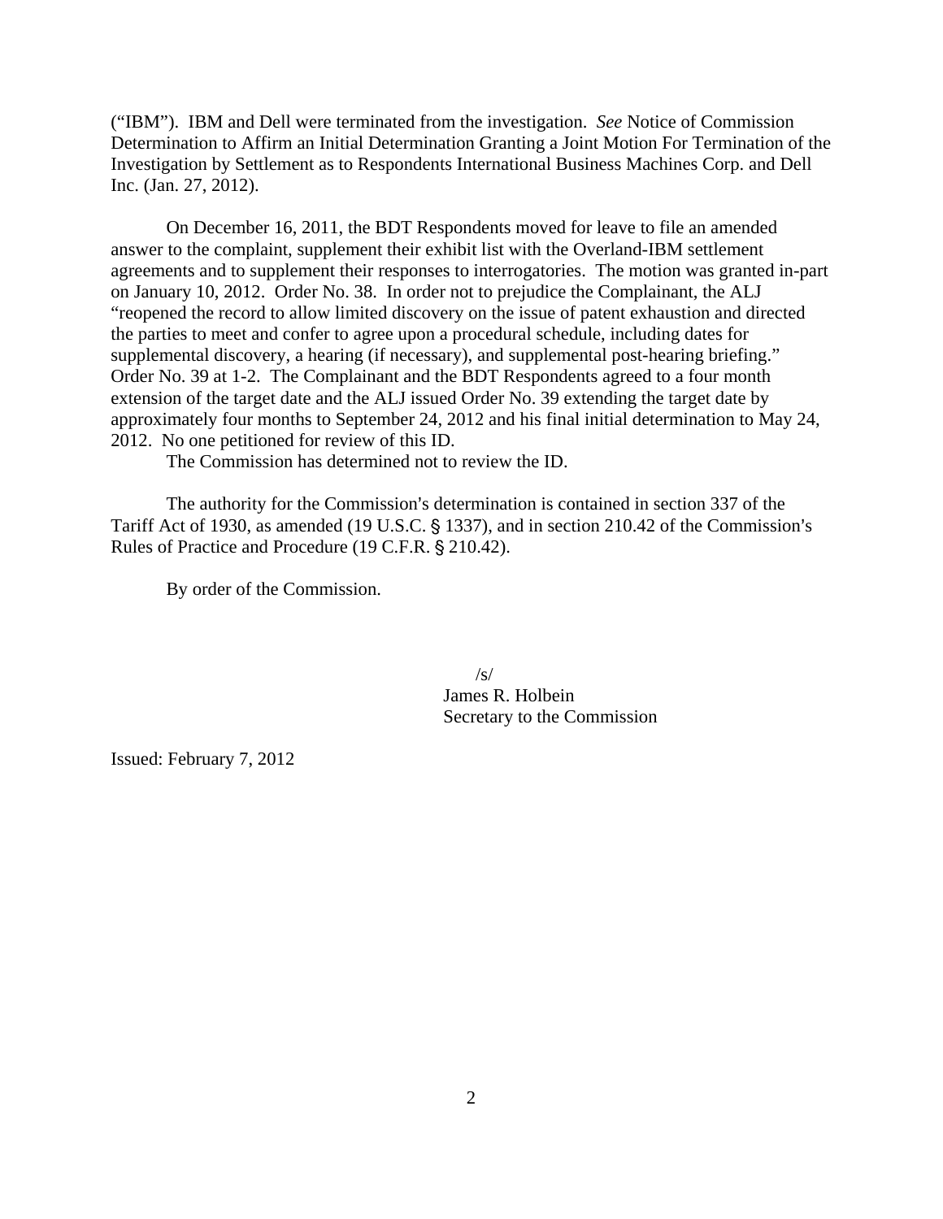("IBM"). IBM and Dell were terminated from the investigation. *See* Notice of Commission Determination to Affirm an Initial Determination Granting a Joint Motion For Termination of the Investigation by Settlement as to Respondents International Business Machines Corp. and Dell Inc. (Jan. 27, 2012).

On December 16, 2011, the BDT Respondents moved for leave to file an amended answer to the complaint, supplement their exhibit list with the Overland-IBM settlement agreements and to supplement their responses to interrogatories. The motion was granted in-part on January 10, 2012. Order No. 38. In order not to prejudice the Complainant, the ALJ "reopened the record to allow limited discovery on the issue of patent exhaustion and directed the parties to meet and confer to agree upon a procedural schedule, including dates for supplemental discovery, a hearing (if necessary), and supplemental post-hearing briefing." Order No. 39 at 1-2. The Complainant and the BDT Respondents agreed to a four month extension of the target date and the ALJ issued Order No. 39 extending the target date by approximately four months to September 24, 2012 and his final initial determination to May 24, 2012. No one petitioned for review of this ID.

The Commission has determined not to review the ID.

The authority for the Commission's determination is contained in section 337 of the Tariff Act of 1930, as amended (19 U.S.C. § 1337), and in section 210.42 of the Commission's Rules of Practice and Procedure (19 C.F.R. § 210.42).

By order of the Commission.

/s/
James R. Holbein
Secretary to the Commission

Issued: February 7, 2012